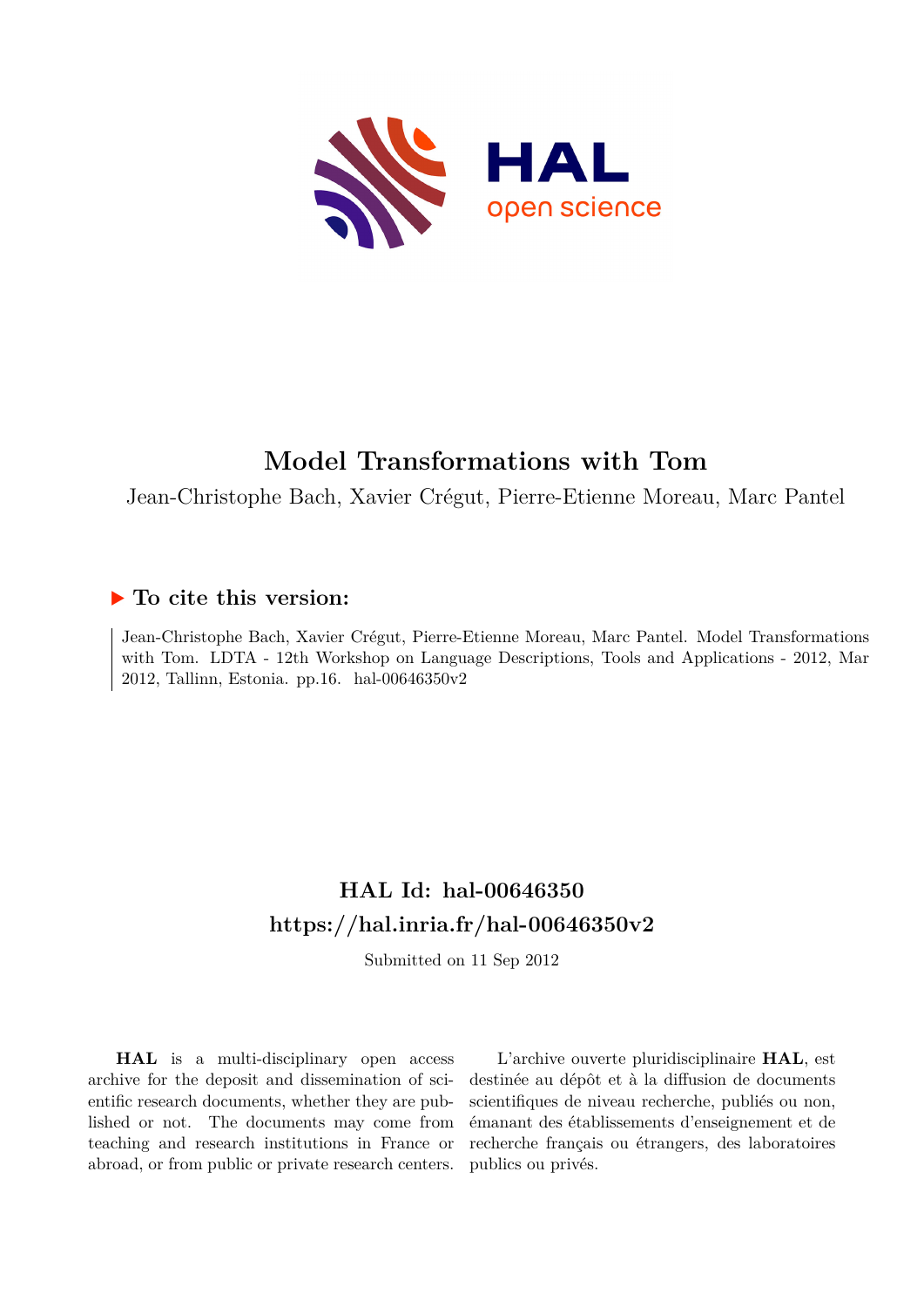# Model Transformations with Tom

Jean-Christophe Bach, Xavier Crégut, Pierre-Etienne Moreau, Marc Pantel

## ▶ To cite this version:

Jean-Christophe Bach, Xavier Crégut, Pierre-Etienne Moreau, Marc Pantel. Model Transformations with Tom. LDTA - 12th Workshop on Language Descriptions, Tools and Applications - 2012, Mar 2012, Tallinn, Estonia. pp.16. hal-00646350v2

## HAL Id: hal-00646350
## https://hal.inria.fr/hal-00646350v2

Submitted on 11 Sep 2012

**HAL** is a multi-disciplinary open access archive for the deposit and dissemination of scientific research documents, whether they are published or not. The documents may come from teaching and research institutions in France or abroad, or from public or private research centers.

L'archive ouverte pluridisciplinaire **HAL**, est destinée au dépôt et à la diffusion de documents scientifiques de niveau recherche, publiés ou non, émanant des établissements d'enseignement et de recherche français ou étrangers, des laboratoires publics ou privés.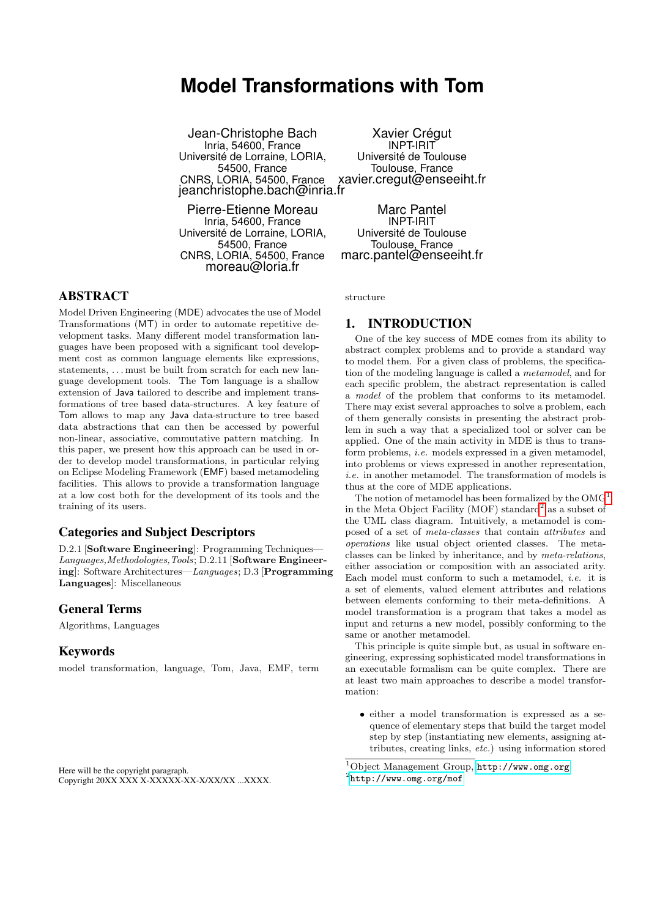# Model Transformations with Tom

Jean-Christophe Bach
Inria, 54600, France
Université de Lorraine, LORIA, 54500, France
CNRS, LORIA, 54500, France
jeanchristophe.bach@inria.fr

Xavier Crégut
INPT-IRIT
Université de Toulouse
Toulouse, France
xavier.cregut@enseeiht.fr

Pierre-Etienne Moreau
Inria, 54600, France
Université de Lorraine, LORIA, 54500, France
CNRS, LORIA, 54500, France
moreau@loria.fr

Marc Pantel
INPT-IRIT
Université de Toulouse
Toulouse, France
marc.pantel@enseeiht.fr

## ABSTRACT

Model Driven Engineering (MDE) advocates the use of Model Transformations (MT) in order to automate repetitive development tasks. Many different model transformation languages have been proposed with a significant tool development cost as common language elements like expressions, statements, ... must be built from scratch for each new language development tools. The Tom language is a shallow extension of Java tailored to describe and implement transformations of tree based data-structures. A key feature of Tom allows to map any Java data-structure to tree based data abstractions that can then be accessed by powerful non-linear, associative, commutative pattern matching. In this paper, we present how this approach can be used in order to develop model transformations, in particular relying on Eclipse Modeling Framework (EMF) based metamodeling facilities. This allows to provide a transformation language at a low cost both for the development of its tools and the training of its users.

## Categories and Subject Descriptors

D.2.1 [**Software Engineering**]: Programming Techniques—*Languages,Methodologies,Tools*; D.2.11 [**Software Engineering**]: Software Architectures—*Languages*; D.3 [**Programming Languages**]: Miscellaneous

## General Terms

Algorithms, Languages

## Keywords

model transformation, language, Tom, Java, EMF, term structure

Here will be the copyright paragraph.
Copyright 20XX XXX X-XXXXX-XX-X/XX/XX ...XXXX.

## 1. INTRODUCTION

One of the key success of MDE comes from its ability to abstract complex problems and to provide a standard way to model them. For a given class of problems, the specification of the modeling language is called a *metamodel*, and for each specific problem, the abstract representation is called a *model* of the problem that conforms to its metamodel. There may exist several approaches to solve a problem, each of them generally consists in presenting the abstract problem in such a way that a specialized tool or solver can be applied. One of the main activity in MDE is thus to transform problems, *i.e.* models expressed in a given metamodel, into problems or views expressed in another representation, *i.e.* in another metamodel. The transformation of models is thus at the core of MDE applications.

The notion of metamodel has been formalized by the OMG[1] in the Meta Object Facility (MOF) standard[2] as a subset of the UML class diagram. Intuitively, a metamodel is composed of a set of *meta-classes* that contain *attributes* and *operations* like usual object oriented classes. The meta-classes can be linked by inheritance, and by *meta-relations*, either association or composition with an associated arity. Each model must conform to such a metamodel, *i.e.* it is a set of elements, valued element attributes and relations between elements conforming to their meta-definitions. A model transformation is a program that takes a model as input and returns a new model, possibly conforming to the same or another metamodel.

This principle is quite simple but, as usual in software engineering, expressing sophisticated model transformations in an executable formalism can be quite complex. There are at least two main approaches to describe a model transformation:

- either a model transformation is expressed as a sequence of elementary steps that build the target model step by step (instantiating new elements, assigning attributes, creating links, *etc.*) using information stored

[1] Object Management Group, http://www.omg.org
[2] http://www.omg.org/mof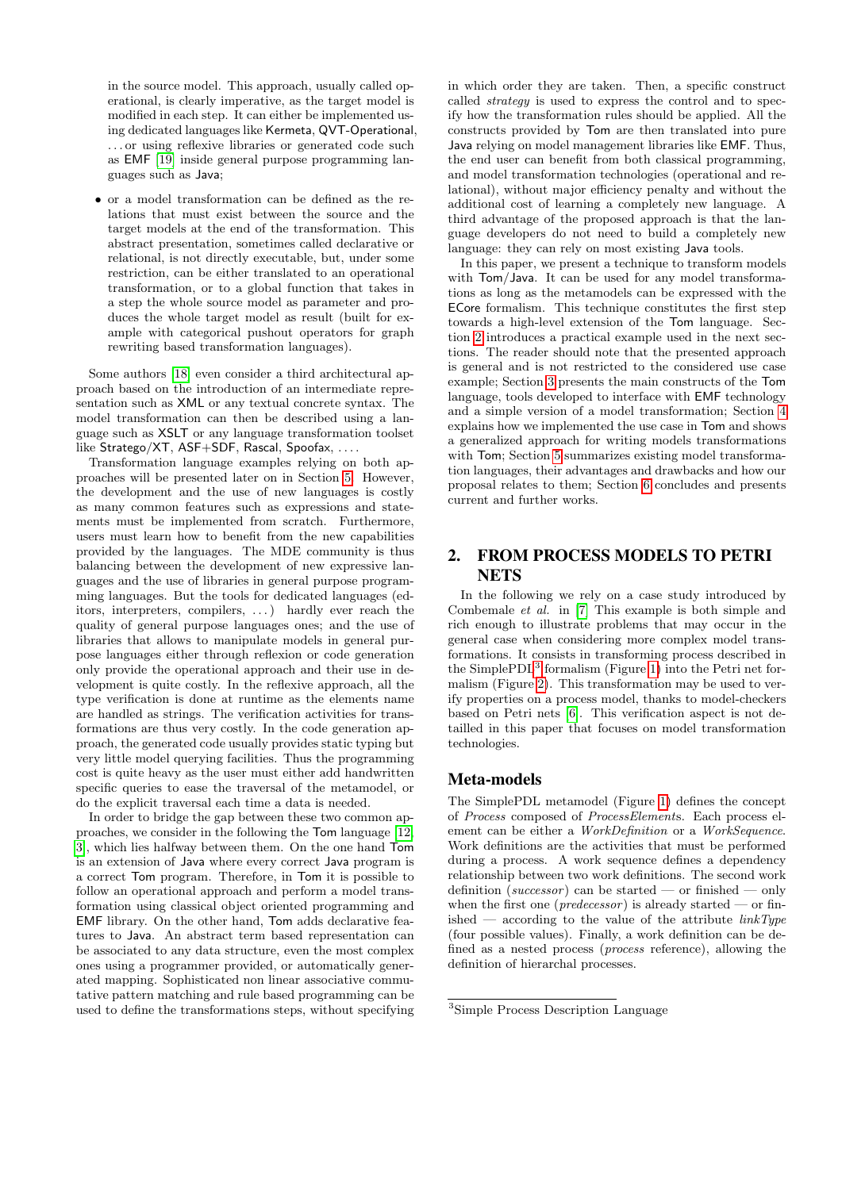in the source model. This approach, usually called operational, is clearly imperative, as the target model is modified in each step. It can either be implemented using dedicated languages like Kermeta, QVT-Operational, . . . or using reflexive libraries or generated code such as EMF [19] inside general purpose programming languages such as Java;

- or a model transformation can be defined as the relations that must exist between the source and the target models at the end of the transformation. This abstract presentation, sometimes called declarative or relational, is not directly executable, but, under some restriction, can be either translated to an operational transformation, or to a global function that takes in a step the whole source model as parameter and produces the whole target model as result (built for example with categorical pushout operators for graph rewriting based transformation languages).

Some authors [18] even consider a third architectural approach based on the introduction of an intermediate representation such as XML or any textual concrete syntax. The model transformation can then be described using a language such as XSLT or any language transformation toolset like Stratego/XT, ASF+SDF, Rascal, Spoofax, . . . .

Transformation language examples relying on both approaches will be presented later on in Section 5. However, the development and the use of new languages is costly as many common features such as expressions and statements must be implemented from scratch. Furthermore, users must learn how to benefit from the new capabilities provided by the languages. The MDE community is thus balancing between the development of new expressive languages and the use of libraries in general purpose programming languages. But the tools for dedicated languages (editors, interpreters, compilers, . . . ) hardly ever reach the quality of general purpose languages ones; and the use of libraries that allows to manipulate models in general purpose languages either through reflexion or code generation only provide the operational approach and their use in development is quite costly. In the reflexive approach, all the type verification is done at runtime as the elements name are handled as strings. The verification activities for transformations are thus very costly. In the code generation approach, the generated code usually provides static typing but very little model querying facilities. Thus the programming cost is quite heavy as the user must either add handwritten specific queries to ease the traversal of the metamodel, or do the explicit traversal each time a data is needed.

In order to bridge the gap between these two common approaches, we consider in the following the Tom language [12, 3], which lies halfway between them. On the one hand Tom is an extension of Java where every correct Java program is a correct Tom program. Therefore, in Tom it is possible to follow an operational approach and perform a model transformation using classical object oriented programming and EMF library. On the other hand, Tom adds declarative features to Java. An abstract term based representation can be associated to any data structure, even the most complex ones using a programmer provided, or automatically generated mapping. Sophisticated non linear associative commutative pattern matching and rule based programming can be used to define the transformations steps, without specifying in which order they are taken. Then, a specific construct called *strategy* is used to express the control and to specify how the transformation rules should be applied. All the constructs provided by Tom are then translated into pure Java relying on model management libraries like EMF. Thus, the end user can benefit from both classical programming, and model transformation technologies (operational and relational), without major efficiency penalty and without the additional cost of learning a completely new language. A third advantage of the proposed approach is that the language developers do not need to build a completely new language: they can rely on most existing Java tools.

In this paper, we present a technique to transform models with Tom/Java. It can be used for any model transformations as long as the metamodels can be expressed with the ECore formalism. This technique constitutes the first step towards a high-level extension of the Tom language. Section 2 introduces a practical example used in the next sections. The reader should note that the presented approach is general and is not restricted to the considered use case example; Section 3 presents the main constructs of the Tom language, tools developed to interface with EMF technology and a simple version of a model transformation; Section 4 explains how we implemented the use case in Tom and shows a generalized approach for writing models transformations with Tom; Section 5 summarizes existing model transformation languages, their advantages and drawbacks and how our proposal relates to them; Section 6 concludes and presents current and further works.

## 2. FROM PROCESS MODELS TO PETRI NETS

In the following we rely on a case study introduced by Combemale *et al.* in [7]. This example is both simple and rich enough to illustrate problems that may occur in the general case when considering more complex model transformations. It consists in transforming process described in the SimplePDL[3] formalism (Figure 1) into the Petri net formalism (Figure 2). This transformation may be used to verify properties on a process model, thanks to model-checkers based on Petri nets [6]. This verification aspect is not detailled in this paper that focuses on model transformation technologies.

### Meta-models

The SimplePDL metamodel (Figure 1) defines the concept of *Process* composed of *ProcessElements*. Each process element can be either a *WorkDefinition* or a *WorkSequence*. Work definitions are the activities that must be performed during a process. A work sequence defines a dependency relationship between two work definitions. The second work definition (*successor*) can be started — or finished — only when the first one (*predecessor*) is already started — or finished — according to the value of the attribute *linkType* (four possible values). Finally, a work definition can be defined as a nested process (*process* reference), allowing the definition of hierarchal processes.

[3] Simple Process Description Language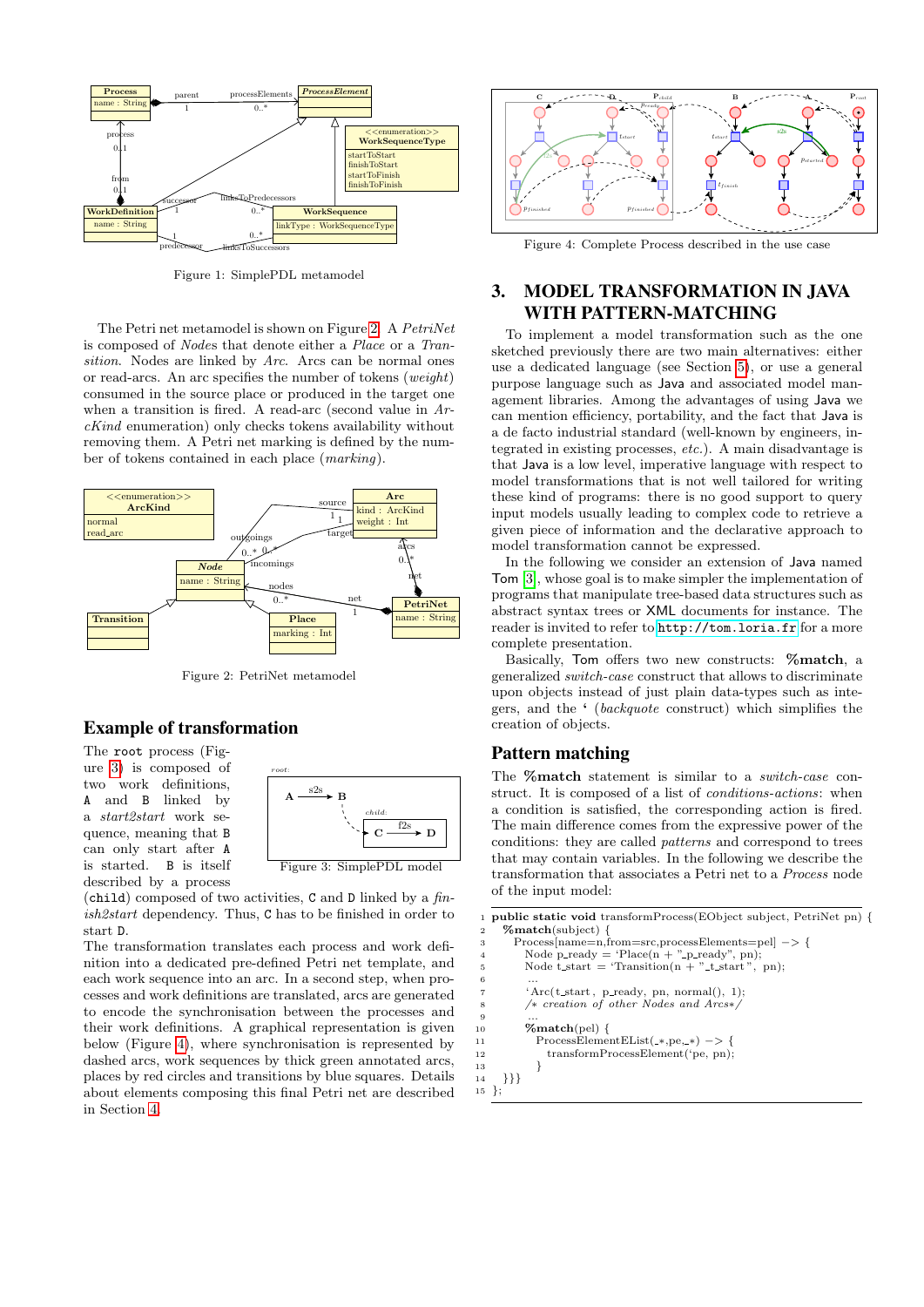Figure 1: SimplePDL metamodel

The Petri net metamodel is shown on Figure 2. A *PetriNet* is composed of *Node*s that denote either a *Place* or a *Transition*. Nodes are linked by *Arc*. Arcs can be normal ones or read-arcs. An arc specifies the number of tokens (*weight*) consumed in the source place or produced in the target one when a transition is fired. A read-arc (second value in *ArcKind* enumeration) only checks tokens availability without removing them. A Petri net marking is defined by the number of tokens contained in each place (*marking*).

Figure 2: PetriNet metamodel

## Example of transformation

The `root` process (Figure 3) is composed of two work definitions, `A` and `B` linked by a *start2start* work sequence, meaning that `B` can only start after `A` is started. `B` is itself described by a process (`child`) composed of two activities, `C` and `D` linked by a *finish2start* dependency. Thus, `C` has to be finished in order to start `D`.

Figure 3: SimplePDL model

The transformation translates each process and work definition into a dedicated pre-defined Petri net template, and each work sequence into an arc. In a second step, when processes and work definitions are translated, arcs are generated to encode the synchronisation between the processes and their work definitions. A graphical representation is given below (Figure 4), where synchronisation is represented by dashed arcs, work sequences by thick green annotated arcs, places by red circles and transitions by blue squares. Details about elements composing this final Petri net are described in Section 4.

Figure 4: Complete Process described in the use case

# 3. MODEL TRANSFORMATION IN JAVA WITH PATTERN-MATCHING

To implement a model transformation such as the one sketched previously there are two main alternatives: either use a dedicated language (see Section 5), or use a general purpose language such as Java and associated model management libraries. Among the advantages of using Java we can mention efficiency, portability, and the fact that Java is a de facto industrial standard (well-known by engineers, integrated in existing processes, *etc.*). A main disadvantage is that Java is a low level, imperative language with respect to model transformations that is not well tailored for writing these kind of programs: there is no good support to query input models usually leading to complex code to retrieve a given piece of information and the declarative approach to model transformation cannot be expressed.

In the following we consider an extension of Java named Tom [3], whose goal is to make simpler the implementation of programs that manipulate tree-based data structures such as abstract syntax trees or XML documents for instance. The reader is invited to refer to `http://tom.loria.fr` for a more complete presentation.

Basically, Tom offers two new constructs: **%match**, a generalized *switch-case* construct that allows to discriminate upon objects instead of just plain data-types such as integers, and the ` (*backquote* construct) which simplifies the creation of objects.

## Pattern matching

The **%match** statement is similar to a *switch-case* construct. It is composed of a list of *conditions-actions*: when a condition is satisfied, the corresponding action is fired. The main difference comes from the expressive power of the conditions: they are called *patterns* and correspond to trees that may contain variables. In the following we describe the transformation that associates a Petri net to a *Process* node of the input model:

```
1  public static void transformProcess(EObject subject, PetriNet pn) {
2    %match(subject) {
3      Process[name=n,from=src,processElements=pel] -> {
4        Node p_ready = `Place(n + "_p_ready", pn);
5        Node t_start = `Transition(n + "_t_start", pn);
6        ...
7        `Arc(t_start, p_ready, pn, normal(), 1);
8        /* creation of other Nodes and Arcs*/
9        ...
10       %match(pel) {
11         ProcessElementEList(_*,pe,_*) -> {
12           transformProcessElement(`pe, pn);
13         }
14   }}}
15 };
```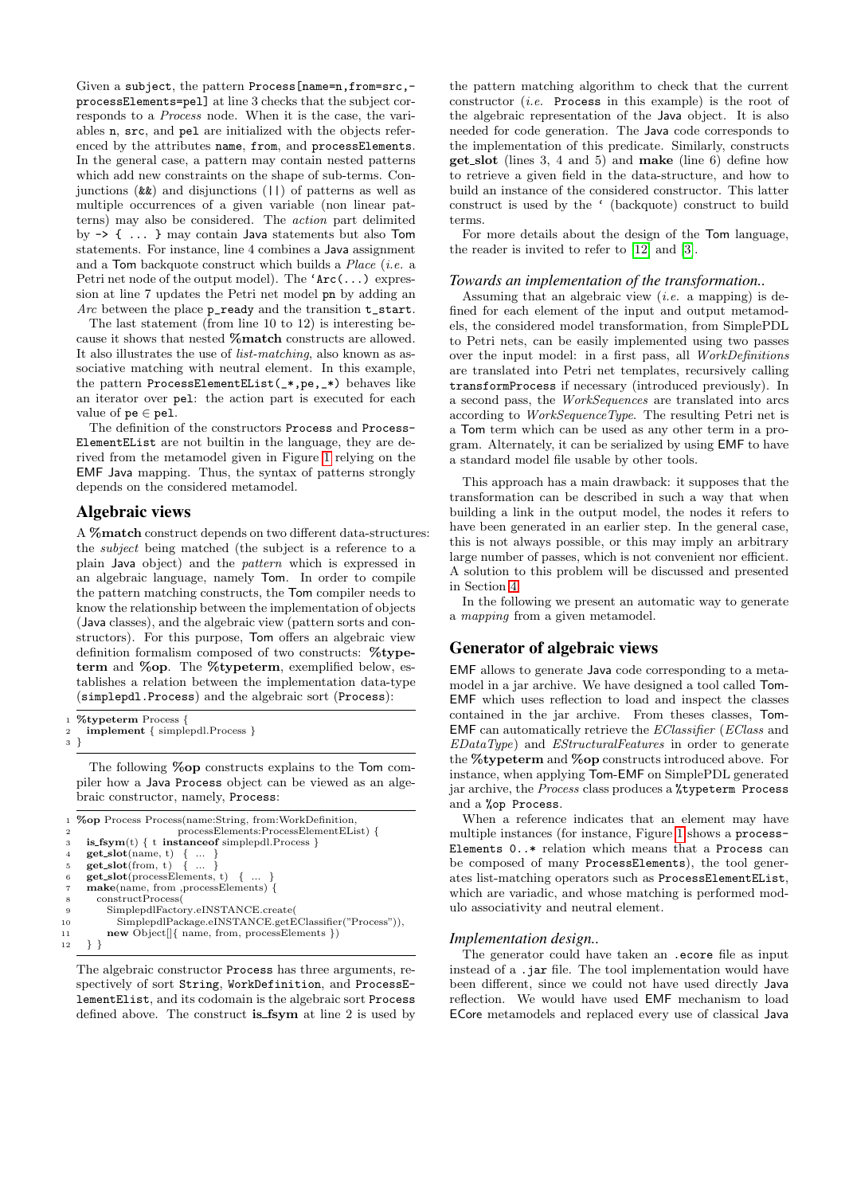Given a `subject`, the pattern `Process[name=n,from=src,processElements=pel]` at line 3 checks that the subject corresponds to a *Process* node. When it is the case, the variables `n`, `src`, and `pel` are initialized with the objects referenced by the attributes `name`, `from`, and `processElements`. In the general case, a pattern may contain nested patterns which add new constraints on the shape of sub-terms. Conjunctions (`&&`) and disjunctions (`||`) of patterns as well as multiple occurrences of a given variable (non linear patterns) may also be considered. The *action* part delimited by `-> { ... }` may contain Java statements but also Tom statements. For instance, line 4 combines a Java assignment and a Tom backquote construct which builds a *Place* (*i.e.* a Petri net node of the output model). The `` `Arc(...) `` expression at line 7 updates the Petri net model `pn` by adding an *Arc* between the place `p_ready` and the transition `t_start`.

The last statement (from line 10 to 12) is interesting because it shows that nested **%match** constructs are allowed. It also illustrates the use of *list-matching*, also known as associative matching with neutral element. In this example, the pattern `ProcessElementEList(_*,pe,_*)` behaves like an iterator over `pel`: the action part is executed for each value of $pe \in pel$.

The definition of the constructors `Process` and `ProcessElementEList` are not builtin in the language, they are derived from the metamodel given in Figure 1 relying on the EMF Java mapping. Thus, the syntax of patterns strongly depends on the considered metamodel.

## Algebraic views

A **%match** construct depends on two different data-structures: the *subject* being matched (the subject is a reference to a plain Java object) and the *pattern* which is expressed in an algebraic language, namely Tom. In order to compile the pattern matching constructs, the Tom compiler needs to know the relationship between the implementation of objects (Java classes), and the algebraic view (pattern sorts and constructors). For this purpose, Tom offers an algebraic view definition formalism composed of two constructs: **%typeterm** and **%op**. The **%typeterm**, exemplified below, establishes a relation between the implementation data-type (`simplepdl.Process`) and the algebraic sort (`Process`):

```
1 %typeterm Process {
2   implement { simplepdl.Process }
3 }
```

The following **%op** constructs explains to the Tom compiler how a Java `Process` object can be viewed as an algebraic constructor, namely, `Process`:

```
1  %op Process Process(name:String, from:WorkDefinition,
2                      processElements:ProcessElementEList) {
3    is_fsym(t) { t instanceof simplepdl.Process }
4    get_slot(name, t)  { ... }
5    get_slot(from, t)  { ... }
6    get_slot(processElements, t)  { ... }
7    make(name, from ,processElements) {
8      constructProcess(
9        SimplepdlFactory.eINSTANCE.create(
10         SimplepdlPackage.eINSTANCE.getEClassifier("Process")),
11       new Object[]{ name, from, processElements })
12   } }
```

The algebraic constructor `Process` has three arguments, respectively of sort `String`, `WorkDefinition`, and `ProcessElementEList`, and its codomain is the algebraic sort `Process` defined above. The construct **is_fsym** at line 2 is used by the pattern matching algorithm to check that the current constructor (*i.e.* `Process` in this example) is the root of the algebraic representation of the Java object. It is also needed for code generation. The Java code corresponds to the implementation of this predicate. Similarly, constructs **get_slot** (lines 3, 4 and 5) and **make** (line 6) define how to retrieve a given field in the data-structure, and how to build an instance of the considered constructor. This latter construct is used by the ` (backquote) construct to build terms.

For more details about the design of the Tom language, the reader is invited to refer to [12] and [3].

### *Towards an implementation of the transformation..*

Assuming that an algebraic view (*i.e.* a mapping) is defined for each element of the input and output metamodels, the considered model transformation, from SimplePDL to Petri nets, can be easily implemented using two passes over the input model: in a first pass, all *WorkDefinitions* are translated into Petri net templates, recursively calling `transformProcess` if necessary (introduced previously). In a second pass, the *WorkSequences* are translated into arcs according to *WorkSequenceType*. The resulting Petri net is a Tom term which can be used as any other term in a program. Alternately, it can be serialized by using EMF to have a standard model file usable by other tools.

This approach has a main drawback: it supposes that the transformation can be described in such a way that when building a link in the output model, the nodes it refers to have been generated in an earlier step. In the general case, this is not always possible, or this may imply an arbitrary large number of passes, which is not convenient nor efficient. A solution to this problem will be discussed and presented in Section 4.

In the following we present an automatic way to generate a *mapping* from a given metamodel.

## Generator of algebraic views

EMF allows to generate Java code corresponding to a metamodel in a jar archive. We have designed a tool called Tom-EMF which uses reflection to load and inspect the classes contained in the jar archive. From theses classes, Tom-EMF can automatically retrieve the *EClassifier* (*EClass* and *EDataType*) and *EStructuralFeatures* in order to generate the **%typeterm** and **%op** constructs introduced above. For instance, when applying Tom-EMF on SimplePDL generated jar archive, the *Process* class produces a `%typeterm Process` and a `%op Process`.

When a reference indicates that an element may have multiple instances (for instance, Figure 1 shows a `processElements 0..*` relation which means that a `Process` can be composed of many `ProcessElements`), the tool generates list-matching operators such as `ProcessElementEList`, which are variadic, and whose matching is performed modulo associativity and neutral element.

### *Implementation design..*

The generator could have taken an `.ecore` file as input instead of a `.jar` file. The tool implementation would have been different, since we could not have used directly Java reflection. We would have used EMF mechanism to load ECore metamodels and replaced every use of classical Java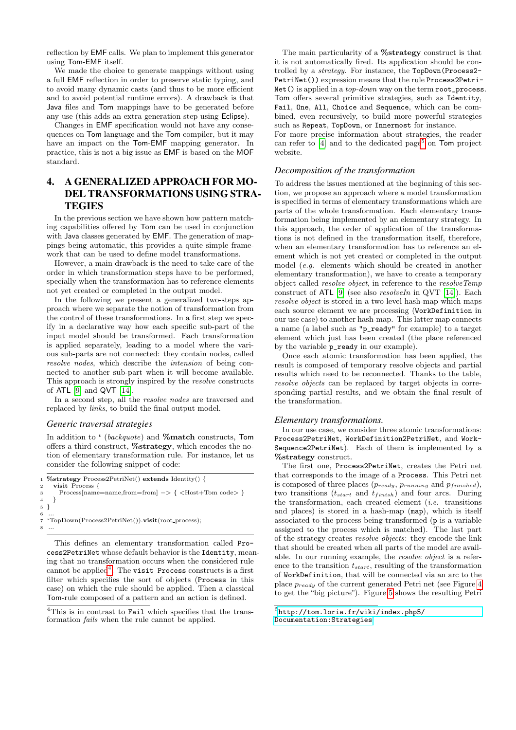reflection by EMF calls. We plan to implement this generator using Tom-EMF itself.

We made the choice to generate mappings without using a full EMF reflection in order to preserve static typing, and to avoid many dynamic casts (and thus to be more efficient and to avoid potential runtime errors). A drawback is that Java files and Tom mappings have to be generated before any use (this adds an extra generation step using Eclipse).

Changes in EMF specification would not have any consequences on Tom language and the Tom compiler, but it may have an impact on the Tom-EMF mapping generator. In practice, this is not a big issue as EMF is based on the MOF standard.

# 4. A GENERALIZED APPROACH FOR MODEL TRANSFORMATIONS USING STRATEGIES

In the previous section we have shown how pattern matching capabilities offered by Tom can be used in conjunction with Java classes generated by EMF. The generation of mappings being automatic, this provides a quite simple framework that can be used to define model transformations.

However, a main drawback is the need to take care of the order in which transformation steps have to be performed, specially when the transformation has to reference elements not yet created or completed in the output model.

In the following we present a generalized two-steps approach where we separate the notion of transformation from the control of these transformations. In a first step we specify in a declarative way how each specific sub-part of the input model should be transformed. Each transformation is applied separately, leading to a model where the various sub-parts are not connected: they contain nodes, called *resolve nodes*, which describe the *intension* of being connected to another sub-part when it will become available. This approach is strongly inspired by the *resolve* constructs of ATL [9] and QVT [14].

In a second step, all the *resolve nodes* are traversed and replaced by *links*, to build the final output model.

### *Generic traversal strategies*

In addition to ` (*backquote*) and **%match** constructs, Tom offers a third construct, **%strategy**, which encodes the notion of elementary transformation rule. For instance, let us consider the following snippet of code:

```
1 %strategy Process2PetriNet() extends Identity() {
2   visit Process {
3     Process[name=name,from=from] -> { <Host+Tom code> }
4   }
5 }
6 ...
7 `TopDown(Process2PetriNet()).visit(root_process);
8 ...
```

This defines an elementary transformation called `Process2PetriNet` whose default behavior is the `Identity`, meaning that no transformation occurs when the considered rule cannot be applied[4]. The `visit Process` constructs is a first filter which specifies the sort of objects (`Process` in this case) on which the rule should be applied. Then a classical Tom-rule composed of a pattern and an action is defined.

[4]This is in contrast to `Fail` which specifies that the transformation *fails* when the rule cannot be applied.

The main particularity of a **%strategy** construct is that it is not automatically fired. Its application should be controlled by a *strategy*. For instance, the `TopDown(Process2PetriNet())` expression means that the rule `Process2PetriNet()` is applied in a *top-down* way on the term `root_process`. Tom offers several primitive strategies, such as `Identity`, `Fail`, `One`, `All`, `Choice` and `Sequence`, which can be combined, even recursively, to build more powerful strategies such as `Repeat`, `TopDown`, or `Innermost` for instance.
For more precise information about strategies, the reader can refer to [4] and to the dedicated page[5] on Tom project website.

### *Decomposition of the transformation*

To address the issues mentioned at the beginning of this section, we propose an approach where a model transformation is specified in terms of elementary transformations which are parts of the whole transformation. Each elementary transformation being implemented by an elementary strategy. In this approach, the order of application of the transformations is not defined in the transformation itself, therefore, when an elementary transformation has to reference an element which is not yet created or completed in the output model (*e.g.* elements which should be created in another elementary transformation), we have to create a temporary object called *resolve object*, in reference to the *resolveTemp* construct of ATL [9] (see also *resolveIn* in QVT [14]). Each *resolve object* is stored in a two level hash-map which maps each source element we are processing (`WorkDefinition` in our use case) to another hash-map. This latter map connects a name (a label such as `"p_ready"` for example) to a target element which just has been created (the place referenced by the variable `p_ready` in our example).

Once each atomic transformation has been applied, the result is composed of temporary resolve objects and partial results which need to be reconnected. Thanks to the table, *resolve objects* can be replaced by target objects in corresponding partial results, and we obtain the final result of the transformation.

### *Elementary transformations.*

In our use case, we consider three atomic transformations: `Process2PetriNet`, `WorkDefinition2PetriNet`, and `WorkSequence2PetriNet`). Each of them is implemented by a **%strategy** construct.

The first one, `Process2PetriNet`, creates the Petri net that corresponds to the image of a `Process`. This Petri net is composed of three places ($p_{ready}$, $p_{running}$ and $p_{finished}$), two transitions ($t_{start}$ and $t_{finish}$) and four arcs. During the transformation, each created element (*i.e.* transitions and places) is stored in a hash-map (`map`), which is itself associated to the process being transformed (`p` is a variable assigned to the process which is matched). The last part of the strategy creates *resolve objects*: they encode the link that should be created when all parts of the model are available. In our running example, the *resolve object* is a reference to the transition $t_{start}$, resulting of the transformation of `WorkDefinition`, that will be connected via an arc to the place $p_{ready}$ of the current generated Petri net (see Figure 4 to get the "big picture"). Figure 5 shows the resulting Petri

[5]http://tom.loria.fr/wiki/index.php5/Documentation:Strategies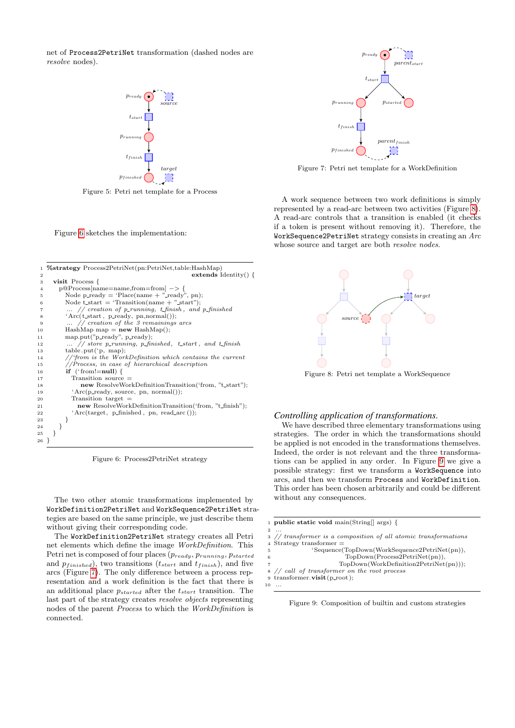net of `Process2PetriNet` transformation (dashed nodes are *resolve* nodes).

Figure 5: Petri net template for a Process

Figure 6 sketches the implementation:

```
1  %strategy Process2PetriNet(pn:PetriNet,table:HashMap)
2                                            extends Identity() {
3    visit Process {
4      p@Process[name=name,from=from] -> {
5        Node p_ready = `Place(name + "_ready", pn);
6        Node t_start = `Transition(name + "_start");
7        ... // creation of p_running, t_finish, and p_finished
8        `Arc(t_start, p_ready, pn,normal());
9        ... // creation of the 3 remainings arcs
10       HashMap map = new HashMap();
11       map.put("p_ready", p_ready);
12       ... // store p_running, p_finished, t_start, and t_finish
13       table.put(`p, map);
14       //`from is the WorkDefinition which contains the current
15       //Process, in case of hierarchical description
16       if (`from!=null) {
17         Transition source =
18             new ResolveWorkDefinitionTransition(`from, "t_start");
19         `Arc(p_ready, source, pn, normal());
20         Transition target =
21           new ResolveWorkDefinitionTransition(`from, "t_finish");
22         `Arc(target, p_finished, pn, read_arc());
23       }
24     }
25   }
26 }
```

Figure 6: Process2PetriNet strategy

The two other atomic transformations implemented by `WorkDefinition2PetriNet` and `WorkSequence2PetriNet` strategies are based on the same principle, we just describe them without giving their corresponding code.

The `WorkDefinition2PetriNet` strategy creates all Petri net elements which define the image *WorkDefinition*. This Petri net is composed of four places ($p_{ready}$, $p_{running}$, $p_{started}$ and $p_{finished}$), two transitions ($t_{start}$ and $t_{finish}$), and five arcs (Figure 7). The only difference between a process representation and a work definition is the fact that there is an additional place $p_{started}$ after the $t_{start}$ transition. The last part of the strategy creates *resolve objects* representing nodes of the parent *Process* to which the *WorkDefinition* is connected.

Figure 7: Petri net template for a WorkDefinition

A work sequence between two work definitions is simply represented by a read-arc between two activities (Figure 8). A read-arc controls that a transition is enabled (it checks if a token is present without removing it). Therefore, the `WorkSequence2PetriNet` strategy consists in creating an *Arc* whose source and target are both *resolve nodes*.

Figure 8: Petri net template a WorkSequence

### *Controlling application of transformations.*

We have described three elementary transformations using strategies. The order in which the transformations should be applied is not encoded in the transformations themselves. Indeed, the order is not relevant and the three transformations can be applied in any order. In Figure 9 we give a possible strategy: first we transform a `WorkSequence` into arcs, and then we transform `Process` and `WorkDefinition`. This order has been chosen arbitrarily and could be different without any consequences.

```
1  public static void main(String[] args) {
2  ...
3  // transformer is a composition of all atomic transformations
4  Strategy transformer =
5              `Sequence(TopDown(WorkSequence2PetriNet(pn)),
6                        TopDown(Process2PetriNet(pn)),
7                        TopDown(WorkDefinition2PetriNet(pn)));
8  // call of transformer on the root process
9  transformer.visit(p_root);
10 ...
```

Figure 9: Composition of builtin and custom strategies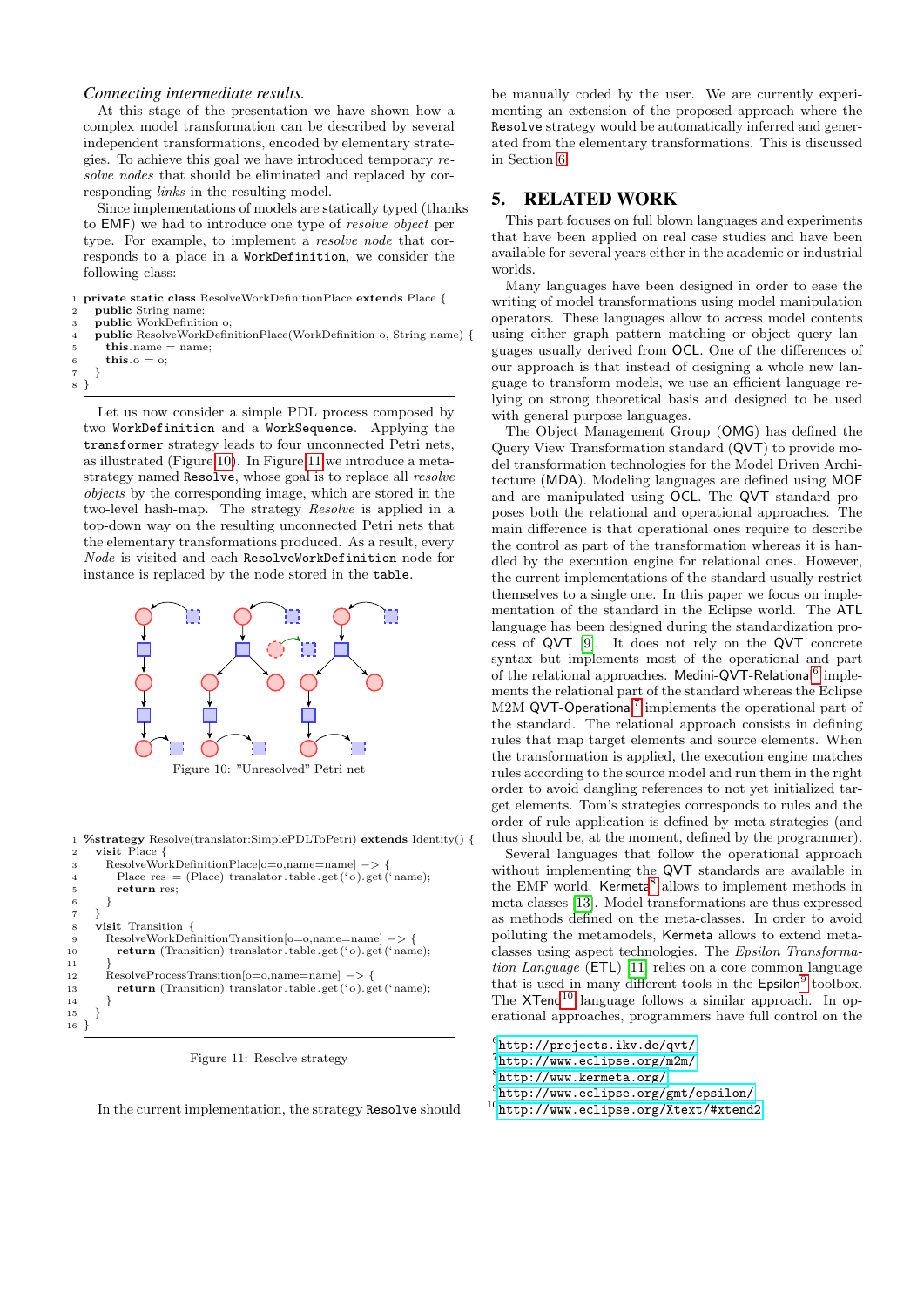### *Connecting intermediate results.*

At this stage of the presentation we have shown how a complex model transformation can be described by several independent transformations, encoded by elementary strategies. To achieve this goal we have introduced temporary *resolve nodes* that should be eliminated and replaced by corresponding *links* in the resulting model.

Since implementations of models are statically typed (thanks to EMF) we had to introduce one type of *resolve object* per type. For example, to implement a *resolve node* that corresponds to a place in a `WorkDefinition`, we consider the following class:

```
1 private static class ResolveWorkDefinitionPlace extends Place {
2   public String name;
3   public WorkDefinition o;
4   public ResolveWorkDefinitionPlace(WorkDefinition o, String name) {
5     this.name = name;
6     this.o = o;
7   }
8 }
```

Let us now consider a simple PDL process composed by two `WorkDefinition` and a `WorkSequence`. Applying the `transformer` strategy leads to four unconnected Petri nets, as illustrated (Figure 10). In Figure 11 we introduce a meta-strategy named `Resolve`, whose goal is to replace all *resolve objects* by the corresponding image, which are stored in the two-level hash-map. The strategy *Resolve* is applied in a top-down way on the resulting unconnected Petri nets that the elementary transformations produced. As a result, every *Node* is visited and each `ResolveWorkDefinition` node for instance is replaced by the node stored in the `table`.

Figure 10: "Unresolved" Petri net

```
1 %strategy Resolve(translator:SimplePDLToPetri) extends Identity() {
2   visit Place {
3     ResolveWorkDefinitionPlace[o=o,name=name] -> {
4       Place res = (Place) translator.table.get('o).get('name);
5       return res;
6     }
7   }
8   visit Transition {
9     ResolveWorkDefinitionTransition[o=o,name=name] -> {
10      return (Transition) translator.table.get('o).get('name);
11    }
12    ResolveProcessTransition[o=o,name=name] -> {
13      return (Transition) translator.table.get('o).get('name);
14    }
15  }
16 }
```

Figure 11: Resolve strategy

In the current implementation, the strategy `Resolve` should be manually coded by the user. We are currently experimenting an extension of the proposed approach where the `Resolve` strategy would be automatically inferred and generated from the elementary transformations. This is discussed in Section 6.

## 5. RELATED WORK

This part focuses on full blown languages and experiments that have been applied on real case studies and have been available for several years either in the academic or industrial worlds.

Many languages have been designed in order to ease the writing of model transformations using model manipulation operators. These languages allow to access model contents using either graph pattern matching or object query languages usually derived from OCL. One of the differences of our approach is that instead of designing a whole new language to transform models, we use an efficient language relying on strong theoretical basis and designed to be used with general purpose languages.

The Object Management Group (OMG) has defined the Query View Transformation standard (QVT) to provide model transformation technologies for the Model Driven Architecture (MDA). Modeling languages are defined using MOF and are manipulated using OCL. The QVT standard proposes both the relational and operational approaches. The main difference is that operational ones require to describe the control as part of the transformation whereas it is handled by the execution engine for relational ones. However, the current implementations of the standard usually restrict themselves to a single one. In this paper we focus on implementation of the standard in the Eclipse world. The ATL language has been designed during the standardization process of QVT [9]. It does not rely on the QVT concrete syntax but implements most of the operational and part of the relational approaches. Medini-QVT-Relational[6] implements the relational part of the standard whereas the Eclipse M2M QVT-Operational[7] implements the operational part of the standard. The relational approach consists in defining rules that map target elements and source elements. When the transformation is applied, the execution engine matches rules according to the source model and run them in the right order to avoid dangling references to not yet initialized target elements. Tom's strategies corresponds to rules and the order of rule application is defined by meta-strategies (and thus should be, at the moment, defined by the programmer).

Several languages that follow the operational approach without implementing the QVT standards are available in the EMF world. Kermeta[8] allows to implement methods in meta-classes [13]. Model transformations are thus expressed as methods defined on the meta-classes. In order to avoid polluting the metamodels, Kermeta allows to extend meta-classes using aspect technologies. The *Epsilon Transformation Language* (ETL) [11] relies on a core common language that is used in many different tools in the Epsilon[9] toolbox. The XTend[10] language follows a similar approach. In operational approaches, programmers have full control on the

[6] http://projects.ikv.de/qvt/
[7] http://www.eclipse.org/m2m/
[8] http://www.kermeta.org/
[9] http://www.eclipse.org/gmt/epsilon/
[10] http://www.eclipse.org/Xtext/#xtend2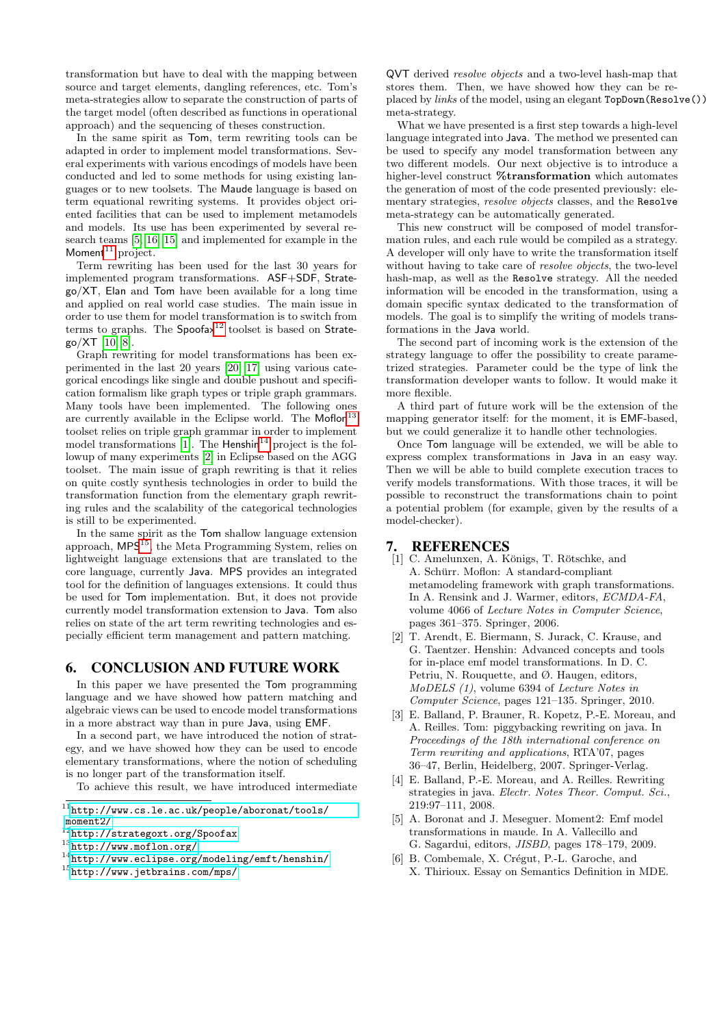transformation but have to deal with the mapping between source and target elements, dangling references, etc. Tom's meta-strategies allow to separate the construction of parts of the target model (often described as functions in operational approach) and the sequencing of theses construction.

In the same spirit as Tom, term rewriting tools can be adapted in order to implement model transformations. Several experiments with various encodings of models have been conducted and led to some methods for using existing languages or to new toolsets. The Maude language is based on term equational rewriting systems. It provides object oriented facilities that can be used to implement metamodels and models. Its use has been experimented by several research teams [5, 16, 15] and implemented for example in the Moment[11] project.

Term rewriting has been used for the last 30 years for implemented program transformations. ASF+SDF, Stratego/XT, Elan and Tom have been available for a long time and applied on real world case studies. The main issue in order to use them for model transformation is to switch from terms to graphs. The Spoofax[12] toolset is based on Stratego/XT [10, 8].

Graph rewriting for model transformations has been experimented in the last 20 years [20, 17] using various categorical encodings like single and double pushout and specification formalism like graph types or triple graph grammars. Many tools have been implemented. The following ones are currently available in the Eclipse world. The Moflon[13] toolset relies on triple graph grammar in order to implement model transformations [1]. The Henshin[14] project is the followup of many experiments [2] in Eclipse based on the AGG toolset. The main issue of graph rewriting is that it relies on quite costly synthesis techniques in order to build the transformation function from the elementary graph rewriting rules and the scalability of the categorical technologies is still to be experimented.

In the same spirit as the Tom shallow language extension approach, MPS[15], the Meta Programming System, relies on lightweight language extensions that are translated to the core language, currently Java. MPS provides an integrated tool for the definition of languages extensions. It could thus be used for Tom implementation. But, it does not provide currently model transformation extension to Java. Tom also relies on state of the art term rewriting technologies and especially efficient term management and pattern matching.

## 6. CONCLUSION AND FUTURE WORK

In this paper we have presented the Tom programming language and we have showed how pattern matching and algebraic views can be used to encode model transformations in a more abstract way than in pure Java, using EMF.

In a second part, we have introduced the notion of strategy, and we have showed how they can be used to encode elementary transformations, where the notion of scheduling is no longer part of the transformation itself.

To achieve this result, we have introduced intermediate QVT derived *resolve objects* and a two-level hash-map that stores them. Then, we have showed how they can be replaced by *links* of the model, using an elegant `TopDown(Resolve())` meta-strategy.

What we have presented is a first step towards a high-level language integrated into Java. The method we presented can be used to specify any model transformation between any two different models. Our next objective is to introduce a higher-level construct **%transformation** which automates the generation of most of the code presented previously: elementary strategies, *resolve objects* classes, and the `Resolve` meta-strategy can be automatically generated.

This new construct will be composed of model transformation rules, and each rule would be compiled as a strategy. A developer will only have to write the transformation itself without having to take care of *resolve objects*, the two-level hash-map, as well as the `Resolve` strategy. All the needed information will be encoded in the transformation, using a domain specific syntax dedicated to the transformation of models. The goal is to simplify the writing of models transformations in the Java world.

The second part of incoming work is the extension of the strategy language to offer the possibility to create parametrized strategies. Parameter could be the type of link the transformation developer wants to follow. It would make it more flexible.

A third part of future work will be the extension of the mapping generator itself: for the moment, it is EMF-based, but we could generalize it to handle other technologies.

Once Tom language will be extended, we will be able to express complex transformations in Java in an easy way. Then we will be able to build complete execution traces to verify models transformations. With those traces, it will be possible to reconstruct the transformations chain to point a potential problem (for example, given by the results of a model-checker).

## 7. REFERENCES

[1] C. Amelunxen, A. Königs, T. Rötschke, and A. Schürr. Moflon: A standard-compliant metamodeling framework with graph transformations. In A. Rensink and J. Warmer, editors, *ECMDA-FA*, volume 4066 of *Lecture Notes in Computer Science*, pages 361–375. Springer, 2006.

[2] T. Arendt, E. Biermann, S. Jurack, C. Krause, and G. Taentzer. Henshin: Advanced concepts and tools for in-place emf model transformations. In D. C. Petriu, N. Rouquette, and Ø. Haugen, editors, *MoDELS (1)*, volume 6394 of *Lecture Notes in Computer Science*, pages 121–135. Springer, 2010.

[3] E. Balland, P. Brauner, R. Kopetz, P.-E. Moreau, and A. Reilles. Tom: piggybacking rewriting on java. In *Proceedings of the 18th international conference on Term rewriting and applications*, RTA'07, pages 36–47, Berlin, Heidelberg, 2007. Springer-Verlag.

[4] E. Balland, P.-E. Moreau, and A. Reilles. Rewriting strategies in java. *Electr. Notes Theor. Comput. Sci.*, 219:97–111, 2008.

[5] A. Boronat and J. Meseguer. Moment2: Emf model transformations in maude. In A. Vallecillo and G. Sagardui, editors, *JISBD*, pages 178–179, 2009.

[6] B. Combemale, X. Crégut, P.-L. Garoche, and X. Thirioux. Essay on Semantics Definition in MDE.

---

[11] http://www.cs.le.ac.uk/people/aboronat/tools/moment2/

[12] http://strategoxt.org/Spoofax

[13] http://www.moflon.org/

[14] http://www.eclipse.org/modeling/emft/henshin/

[15] http://www.jetbrains.com/mps/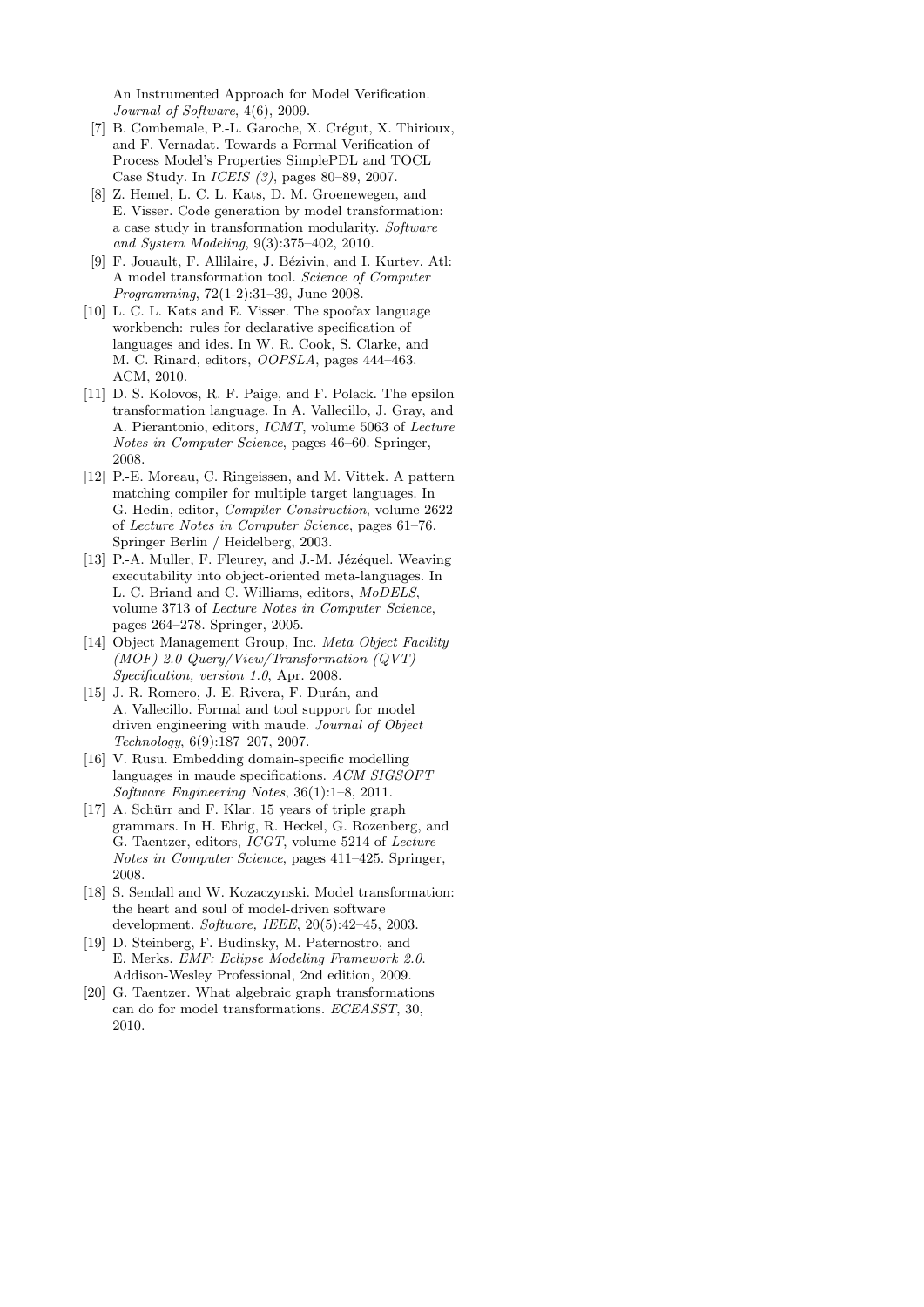An Instrumented Approach for Model Verification. *Journal of Software*, 4(6), 2009.

[7] B. Combemale, P.-L. Garoche, X. Crégut, X. Thirioux, and F. Vernadat. Towards a Formal Verification of Process Model's Properties SimplePDL and TOCL Case Study. In *ICEIS (3)*, pages 80–89, 2007.

[8] Z. Hemel, L. C. L. Kats, D. M. Groenewegen, and E. Visser. Code generation by model transformation: a case study in transformation modularity. *Software and System Modeling*, 9(3):375–402, 2010.

[9] F. Jouault, F. Allilaire, J. Bézivin, and I. Kurtev. Atl: A model transformation tool. *Science of Computer Programming*, 72(1-2):31–39, June 2008.

[10] L. C. L. Kats and E. Visser. The spoofax language workbench: rules for declarative specification of languages and ides. In W. R. Cook, S. Clarke, and M. C. Rinard, editors, *OOPSLA*, pages 444–463. ACM, 2010.

[11] D. S. Kolovos, R. F. Paige, and F. Polack. The epsilon transformation language. In A. Vallecillo, J. Gray, and A. Pierantonio, editors, *ICMT*, volume 5063 of *Lecture Notes in Computer Science*, pages 46–60. Springer, 2008.

[12] P.-E. Moreau, C. Ringeissen, and M. Vittek. A pattern matching compiler for multiple target languages. In G. Hedin, editor, *Compiler Construction*, volume 2622 of *Lecture Notes in Computer Science*, pages 61–76. Springer Berlin / Heidelberg, 2003.

[13] P.-A. Muller, F. Fleurey, and J.-M. Jézéquel. Weaving executability into object-oriented meta-languages. In L. C. Briand and C. Williams, editors, *MoDELS*, volume 3713 of *Lecture Notes in Computer Science*, pages 264–278. Springer, 2005.

[14] Object Management Group, Inc. *Meta Object Facility (MOF) 2.0 Query/View/Transformation (QVT) Specification, version 1.0*, Apr. 2008.

[15] J. R. Romero, J. E. Rivera, F. Durán, and A. Vallecillo. Formal and tool support for model driven engineering with maude. *Journal of Object Technology*, 6(9):187–207, 2007.

[16] V. Rusu. Embedding domain-specific modelling languages in maude specifications. *ACM SIGSOFT Software Engineering Notes*, 36(1):1–8, 2011.

[17] A. Schürr and F. Klar. 15 years of triple graph grammars. In H. Ehrig, R. Heckel, G. Rozenberg, and G. Taentzer, editors, *ICGT*, volume 5214 of *Lecture Notes in Computer Science*, pages 411–425. Springer, 2008.

[18] S. Sendall and W. Kozaczynski. Model transformation: the heart and soul of model-driven software development. *Software, IEEE*, 20(5):42–45, 2003.

[19] D. Steinberg, F. Budinsky, M. Paternostro, and E. Merks. *EMF: Eclipse Modeling Framework 2.0*. Addison-Wesley Professional, 2nd edition, 2009.

[20] G. Taentzer. What algebraic graph transformations can do for model transformations. *ECEASST*, 30, 2010.